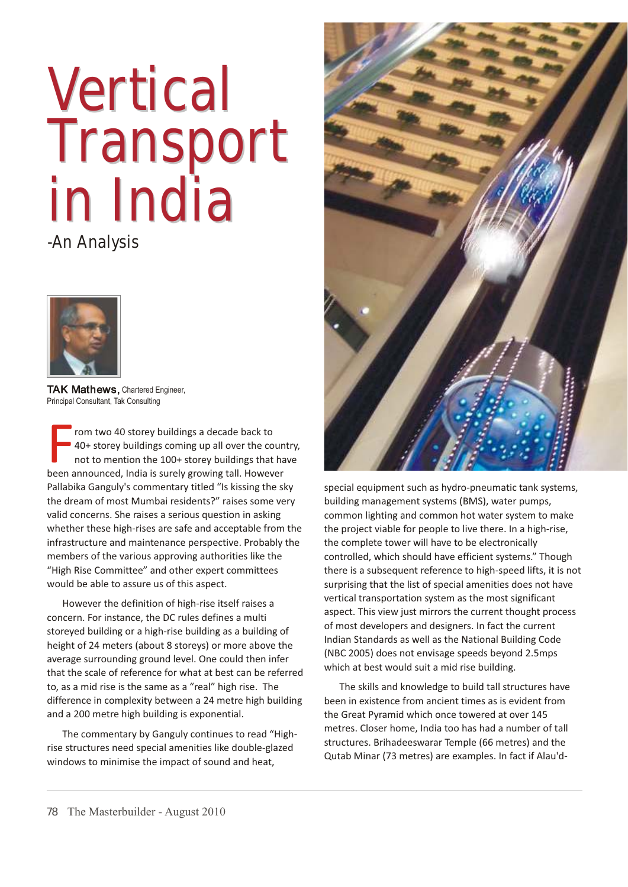# Vertical Transport in India

## -An Analysis

**TAK Mathews,** Chartered Engineer, Principal Consultant, Tak Consulting

From two 40 storey buildings a decade back to 40+ storey buildings coming up all over the country, not to mention the 100+ storey buildings that have been announced, India is surely growing tall. However Pallabika Ganguly's commentary titled "Is kissing the sky the dream of most Mumbai residents?" raises some very valid concerns. She raises a serious question in asking whether these high-rises are safe and acceptable from the infrastructure and maintenance perspective. Probably the members of the various approving authorities like the "High Rise Committee" and other expert committees would be able to assure us of this aspect.

However the definition of high-rise itself raises a concern. For instance, the DC rules defines a multi storeyed building or a high-rise building as a building of height of 24 meters (about 8 storeys) or more above the average surrounding ground level. One could then infer that the scale of reference for what at best can be referred to, as a mid rise is the same as a "real" high rise. The difference in complexity between a 24 metre high building and a 200 metre high building is exponential.

The commentary by Ganguly continues to read "High-rise structures need special amenities like double-glazed windows to minimise the impact of sound and heat, special equipment such as hydro-pneumatic tank systems, building management systems (BMS), water pumps, common lighting and common hot water system to make the project viable for people to live there. In a high-rise, the complete tower will have to be electronically controlled, which should have efficient systems." Though there is a subsequent reference to high-speed lifts, it is not surprising that the list of special amenities does not have vertical transportation system as the most significant aspect. This view just mirrors the current thought process of most developers and designers. In fact the current Indian Standards as well as the National Building Code (NBC 2005) does not envisage speeds beyond 2.5mps which at best would suit a mid rise building.

The skills and knowledge to build tall structures have been in existence from ancient times as is evident from the Great Pyramid which once towered at over 145 metres. Closer home, India too has had a number of tall structures. Brihadeeswarar Temple (66 metres) and the Qutab Minar (73 metres) are examples. In fact if Alau'd-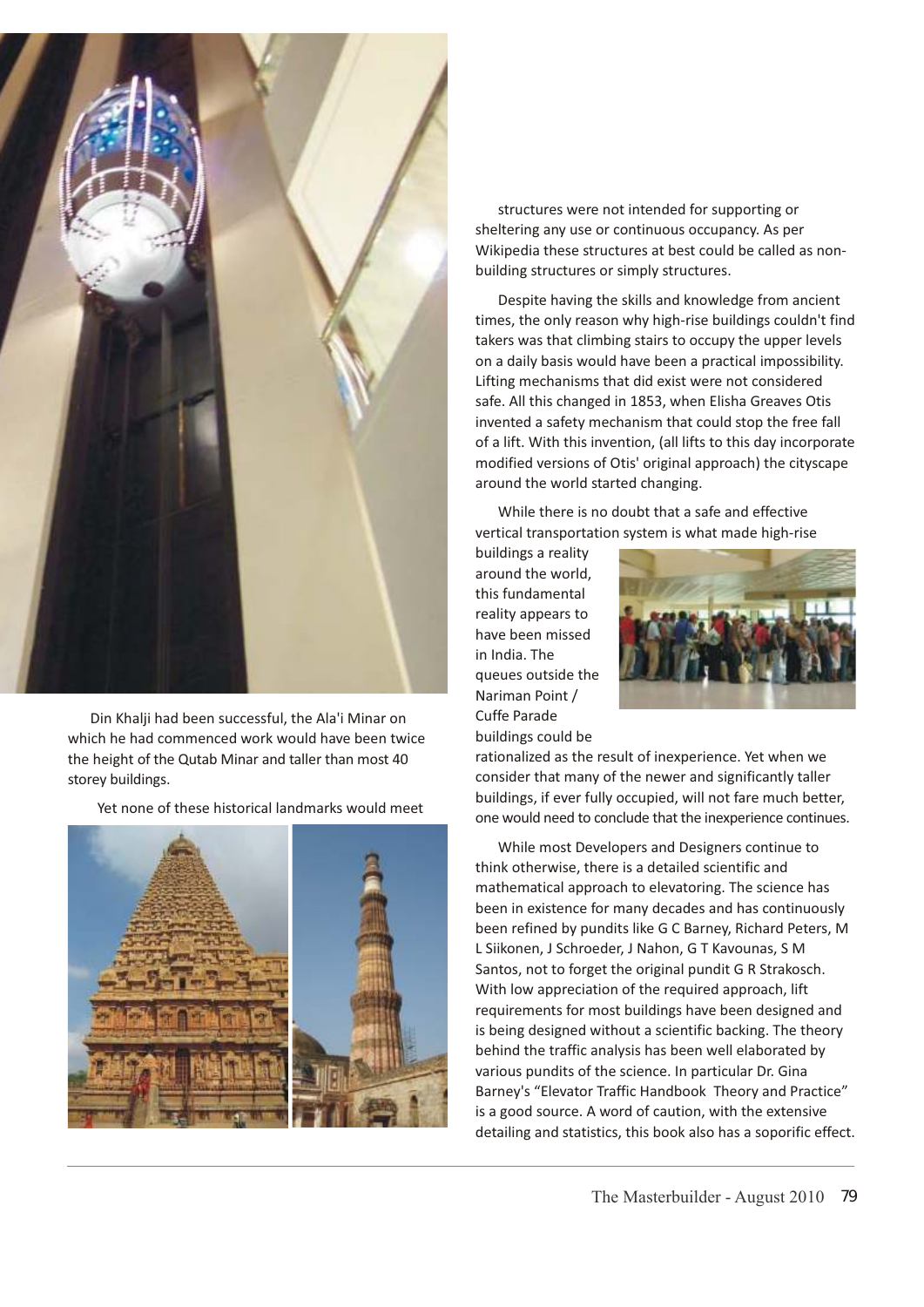Din Khalji had been successful, the Ala'i Minar on which he had commenced work would have been twice the height of the Qutab Minar and taller than most 40 storey buildings.

Yet none of these historical landmarks would meet structures were not intended for supporting or sheltering any use or continuous occupancy. As per Wikipedia these structures at best could be called as non-building structures or simply structures.

Despite having the skills and knowledge from ancient times, the only reason why high-rise buildings couldn't find takers was that climbing stairs to occupy the upper levels on a daily basis would have been a practical impossibility. Lifting mechanisms that did exist were not considered safe. All this changed in 1853, when Elisha Greaves Otis invented a safety mechanism that could stop the free fall of a lift. With this invention, (all lifts to this day incorporate modified versions of Otis' original approach) the cityscape around the world started changing.

While there is no doubt that a safe and effective vertical transportation system is what made high-rise buildings a reality around the world, this fundamental reality appears to have been missed in India. The queues outside the Nariman Point / Cuffe Parade buildings could be rationalized as the result of inexperience. Yet when we consider that many of the newer and significantly taller buildings, if ever fully occupied, will not fare much better, one would need to conclude that the inexperience continues.

While most Developers and Designers continue to think otherwise, there is a detailed scientific and mathematical approach to elevatoring. The science has been in existence for many decades and has continuously been refined by pundits like G C Barney, Richard Peters, M L Siikonen, J Schroeder, J Nahon, G T Kavounas, S M Santos, not to forget the original pundit G R Strakosch. With low appreciation of the required approach, lift requirements for most buildings have been designed and is being designed without a scientific backing. The theory behind the traffic analysis has been well elaborated by various pundits of the science. In particular Dr. Gina Barney's "Elevator Traffic Handbook Theory and Practice" is a good source. A word of caution, with the extensive detailing and statistics, this book also has a soporific effect.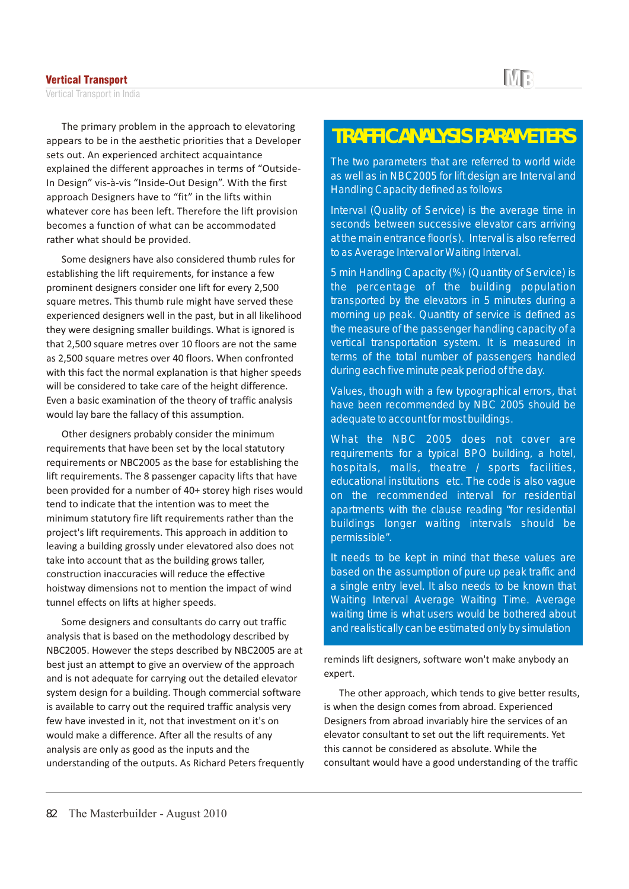The primary problem in the approach to elevatoring appears to be in the aesthetic priorities that a Developer sets out. An experienced architect acquaintance explained the different approaches in terms of "Outside-In Design" vis-à-vis "Inside-Out Design". With the first approach Designers have to "fit" in the lifts within whatever core has been left. Therefore the lift provision becomes a function of what can be accommodated rather what should be provided.

Some designers have also considered thumb rules for establishing the lift requirements, for instance a few prominent designers consider one lift for every 2,500 square metres. This thumb rule might have served these experienced designers well in the past, but in all likelihood they were designing smaller buildings. What is ignored is that 2,500 square metres over 10 floors are not the same as 2,500 square metres over 40 floors. When confronted with this fact the normal explanation is that higher speeds will be considered to take care of the height difference. Even a basic examination of the theory of traffic analysis would lay bare the fallacy of this assumption.

Other designers probably consider the minimum requirements that have been set by the local statutory requirements or NBC2005 as the base for establishing the lift requirements. The 8 passenger capacity lifts that have been provided for a number of 40+ storey high rises would tend to indicate that the intention was to meet the minimum statutory fire lift requirements rather than the project's lift requirements. This approach in addition to leaving a building grossly under elevatored also does not take into account that as the building grows taller, construction inaccuracies will reduce the effective hoistway dimensions not to mention the impact of wind tunnel effects on lifts at higher speeds.

Some designers and consultants do carry out traffic analysis that is based on the methodology described by NBC2005. However the steps described by NBC2005 are at best just an attempt to give an overview of the approach and is not adequate for carrying out the detailed elevator system design for a building. Though commercial software is available to carry out the required traffic analysis very few have invested in it, not that investment on it's on would make a difference. After all the results of any analysis are only as good as the inputs and the understanding of the outputs. As Richard Peters frequently reminds lift designers, software won't make anybody an expert.

## TRAFFIC ANALYSIS PARAMETERS

The two parameters that are referred to world wide as well as in NBC2005 for lift design are Interval and Handling Capacity defined as follows

Interval (Quality of Service) is the average time in seconds between successive elevator cars arriving at the main entrance floor(s). Interval is also referred to as Average Interval or Waiting Interval.

5 min Handling Capacity (%) (Quantity of Service) is the percentage of the building population transported by the elevators in 5 minutes during a morning up peak. Quantity of service is defined as the measure of the passenger handling capacity of a vertical transportation system. It is measured in terms of the total number of passengers handled during each five minute peak period of the day.

Values, though with a few typographical errors, that have been recommended by NBC 2005 should be adequate to account for most buildings.

What the NBC 2005 does not cover are requirements for a typical BPO building, a hotel, hospitals, malls, theatre / sports facilities, educational institutions etc. The code is also vague on the recommended interval for residential apartments with the clause reading "for residential buildings longer waiting intervals should be permissible".

It needs to be kept in mind that these values are based on the assumption of pure up peak traffic and a single entry level. It also needs to be known that Waiting Interval Average Waiting Time. Average waiting time is what users would be bothered about and realistically can be estimated only by simulation

The other approach, which tends to give better results, is when the design comes from abroad. Experienced Designers from abroad invariably hire the services of an elevator consultant to set out the lift requirements. Yet this cannot be considered as absolute. While the consultant would have a good understanding of the traffic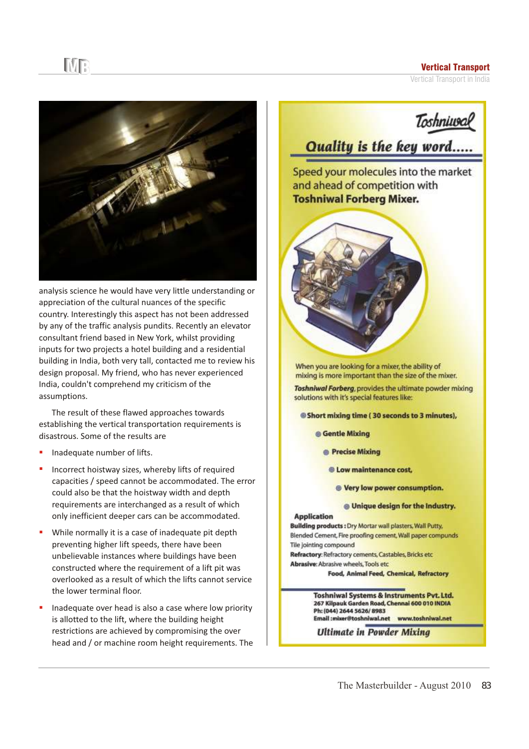analysis science he would have very little understanding or appreciation of the cultural nuances of the specific country. Interestingly this aspect has not been addressed by any of the traffic analysis pundits. Recently an elevator consultant friend based in New York, whilst providing inputs for two projects a hotel building and a residential building in India, both very tall, contacted me to review his design proposal. My friend, who has never experienced India, couldn't comprehend my criticism of the assumptions.

The result of these flawed approaches towards establishing the vertical transportation requirements is disastrous. Some of the results are

- Inadequate number of lifts.
- Incorrect hoistway sizes, whereby lifts of required capacities / speed cannot be accommodated. The error could also be that the hoistway width and depth requirements are interchanged as a result of which only inefficient deeper cars can be accommodated.
- While normally it is a case of inadequate pit depth preventing higher lift speeds, there have been unbelievable instances where buildings have been constructed where the requirement of a lift pit was overlooked as a result of which the lifts cannot service the lower terminal floor.
- Inadequate over head is also a case where low priority is allotted to the lift, where the building height restrictions are achieved by compromising the over head and / or machine room height requirements. The

**Toshniwal**

***Quality is the key word.....***

Speed your molecules into the market and ahead of competition with **Toshniwal Forberg Mixer.**

When you are looking for a mixer, the ability of mixing is more important than the size of the mixer.

***Toshniwal Forberg***, provides the ultimate powder mixing solutions with it's special features like:

- **Short mixing time ( 30 seconds to 3 minutes),**
- **Gentle Mixing**
- **Precise Mixing**
- **Low maintenance cost,**
- **Very low power consumption.**
- **Unique design for the Industry.**

**Application**

**Building products :** Dry Mortar wall plasters, Wall Putty, Blended Cement, Fire proofing cement, Wall paper compunds Tile jointing compound

**Refractory:** Refractory cements, Castables, Bricks etc

**Abrasive:** Abrasive wheels, Tools etc

**Food, Animal Feed, Chemical, Refractory**

**Toshniwal Systems & Instruments Pvt. Ltd.**
**267 Kilpauk Garden Road, Chennai 600 010 INDIA**
**Ph: (044) 2644 5626/ 8983**
**Email :mixer@toshniwal.net www.toshniwal.net**

***Ultimate in Powder Mixing***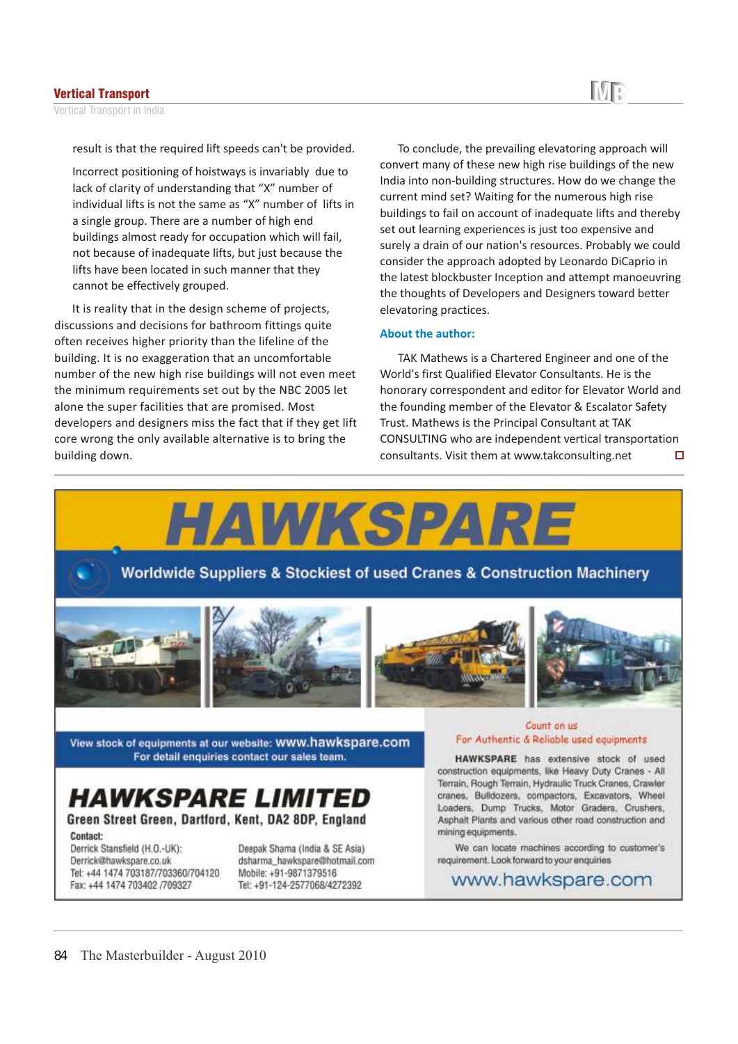result is that the required lift speeds can't be provided.

Incorrect positioning of hoistways is invariably due to lack of clarity of understanding that "X" number of individual lifts is not the same as "X" number of lifts in a single group. There are a number of high end buildings almost ready for occupation which will fail, not because of inadequate lifts, but just because the lifts have been located in such manner that they cannot be effectively grouped.

It is reality that in the design scheme of projects, discussions and decisions for bathroom fittings quite often receives higher priority than the lifeline of the building. It is no exaggeration that an uncomfortable number of the new high rise buildings will not even meet the minimum requirements set out by the NBC 2005 let alone the super facilities that are promised. Most developers and designers miss the fact that if they get lift core wrong the only available alternative is to bring the building down.

To conclude, the prevailing elevatoring approach will convert many of these new high rise buildings of the new India into non-building structures. How do we change the current mind set? Waiting for the numerous high rise buildings to fail on account of inadequate lifts and thereby set out learning experiences is just too expensive and surely a drain of our nation's resources. Probably we could consider the approach adopted by Leonardo DiCaprio in the latest blockbuster Inception and attempt manoeuvring the thoughts of Developers and Designers toward better elevatoring practices.

**About the author:**

TAK Mathews is a Chartered Engineer and one of the World's first Qualified Elevator Consultants. He is the honorary correspondent and editor for Elevator World and the founding member of the Elevator & Escalator Safety Trust. Mathews is the Principal Consultant at TAK CONSULTING who are independent vertical transportation consultants. Visit them at www.takconsulting.net

---

# HAWKSPARE

Worldwide Suppliers & Stockiest of used Cranes & Construction Machinery

View stock of equipments at our website: www.hawkspare.com
For detail enquiries contact our sales team.

## HAWKSPARE LIMITED

**Green Street Green, Dartford, Kent, DA2 8DP, England**

**Contact:**

Derrick Stansfield (H.O.-UK):
Derrick@hawkspare.co.uk
Tel: +44 1474 703187/703360/704120
Fax: +44 1474 703402 /709327

Deepak Shama (India & SE Asia)
dsharma_hawkspare@hotmail.com
Mobile: +91-9871379516
Tel: +91-124-2577068/4272392

Count on us
For Authentic & Reliable used equipments

**HAWKSPARE** has extensive stock of used construction equipments, like Heavy Duty Cranes - All Terrain, Rough Terrain, Hydraulic Truck Cranes, Crawler cranes, Bulldozers, compactors, Excavators, Wheel Loaders, Dump Trucks, Motor Graders, Crushers, Asphalt Plants and various other road construction and mining equipments.

We can locate machines according to customer's requirement. Look forward to your enquiries

www.hawkspare.com